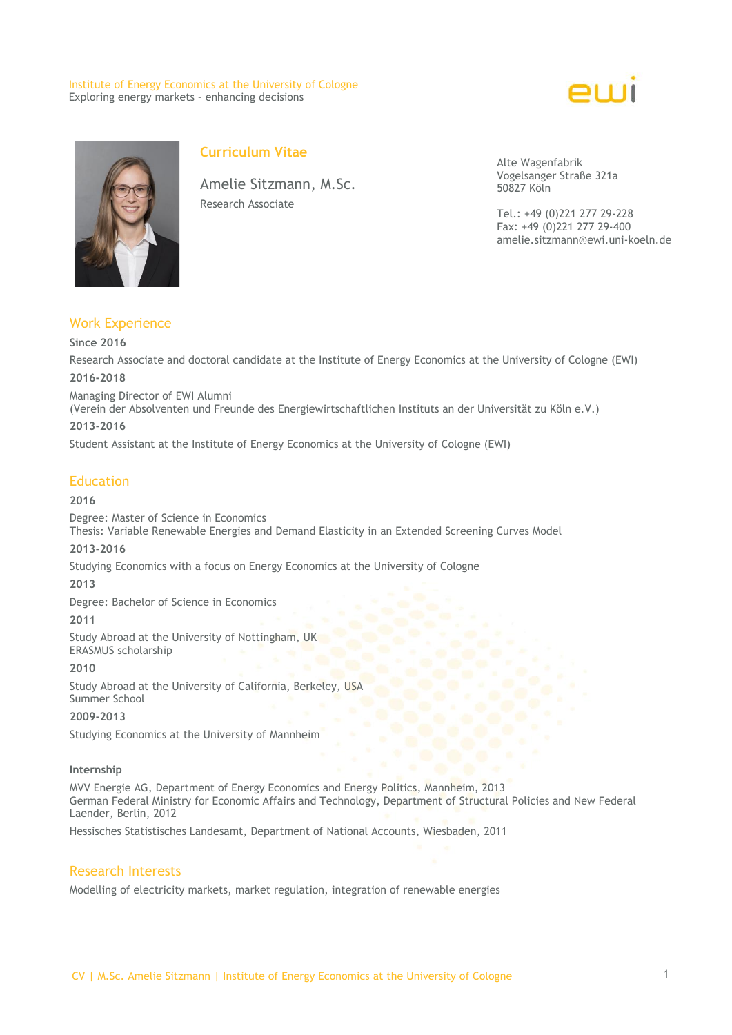Institute of Energy Economics at the University of Cologne
Exploring energy markets – enhancing decisions

ewi

# Curriculum Vitae

Amelie Sitzmann, M.Sc.

Research Associate

Alte Wagenfabrik
Vogelsanger Straße 321a
50827 Köln

Tel.: +49 (0)221 277 29-228
Fax: +49 (0)221 277 29-400
amelie.sitzmann@ewi.uni-koeln.de

## Work Experience

**Since 2016**

Research Associate and doctoral candidate at the Institute of Energy Economics at the University of Cologne (EWI)

**2016-2018**

Managing Director of EWI Alumni
(Verein der Absolventen und Freunde des Energiewirtschaftlichen Instituts an der Universität zu Köln e.V.)

**2013-2016**

Student Assistant at the Institute of Energy Economics at the University of Cologne (EWI)

## Education

**2016**

Degree: Master of Science in Economics
Thesis: Variable Renewable Energies and Demand Elasticity in an Extended Screening Curves Model

**2013-2016**

Studying Economics with a focus on Energy Economics at the University of Cologne

**2013**

Degree: Bachelor of Science in Economics

**2011**

Study Abroad at the University of Nottingham, UK
ERASMUS scholarship

**2010**

Study Abroad at the University of California, Berkeley, USA
Summer School

**2009-2013**

Studying Economics at the University of Mannheim

**Internship**

MVV Energie AG, Department of Energy Economics and Energy Politics, Mannheim, 2013
German Federal Ministry for Economic Affairs and Technology, Department of Structural Policies and New Federal Laender, Berlin, 2012

Hessisches Statistisches Landesamt, Department of National Accounts, Wiesbaden, 2011

## Research Interests

Modelling of electricity markets, market regulation, integration of renewable energies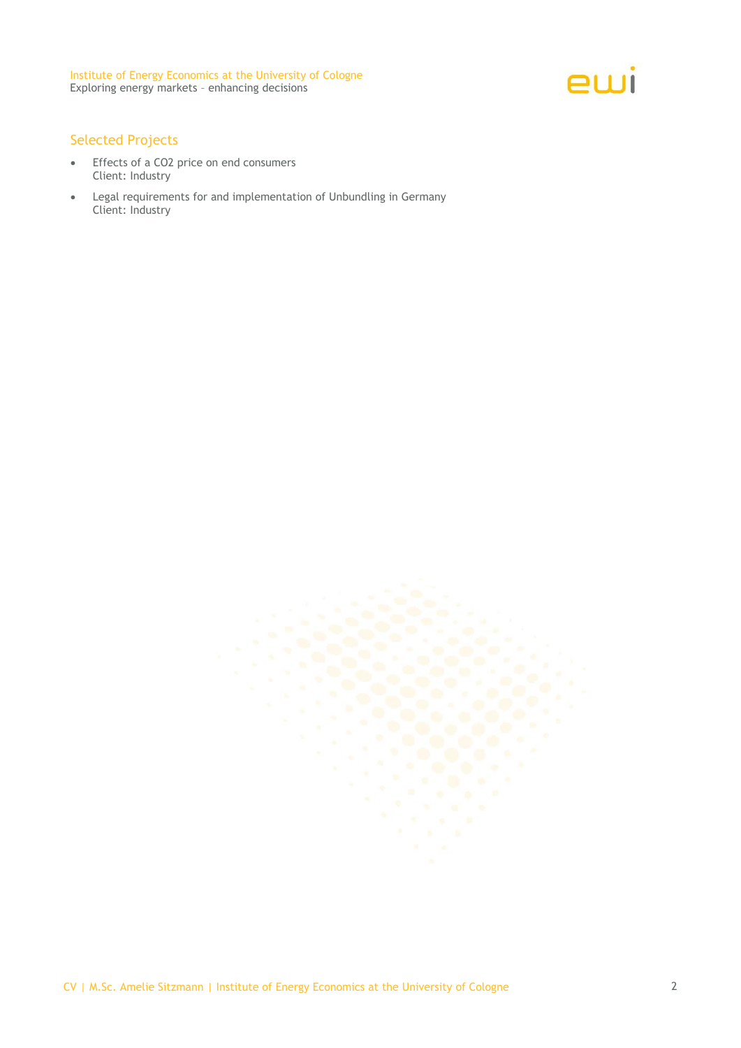## Selected Projects

- Effects of a $CO_2$ price on end consumers
  Client: Industry
- Legal requirements for and implementation of Unbundling in Germany
  Client: Industry